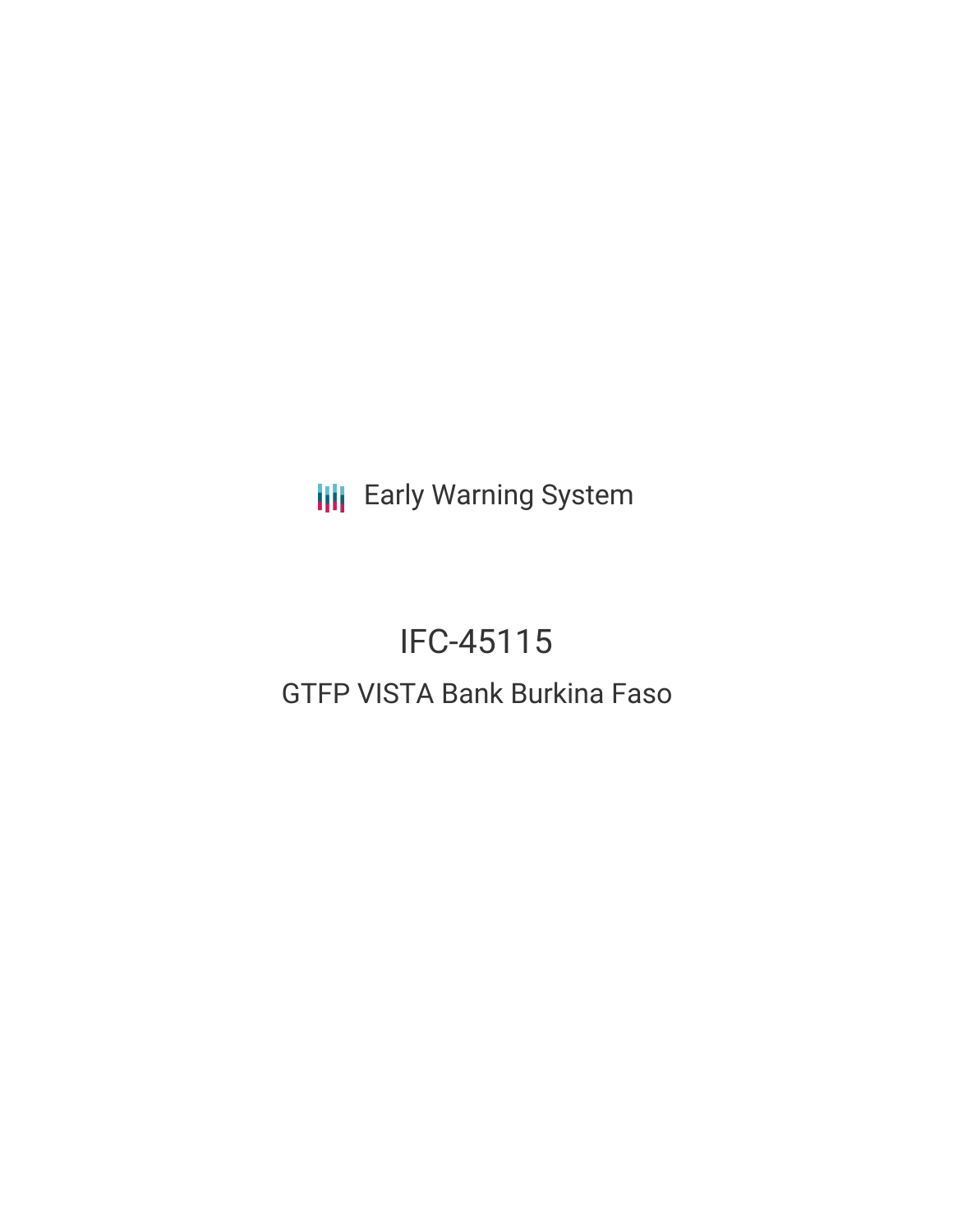Early Warning System

# IFC-45115

## GTFP VISTA Bank Burkina Faso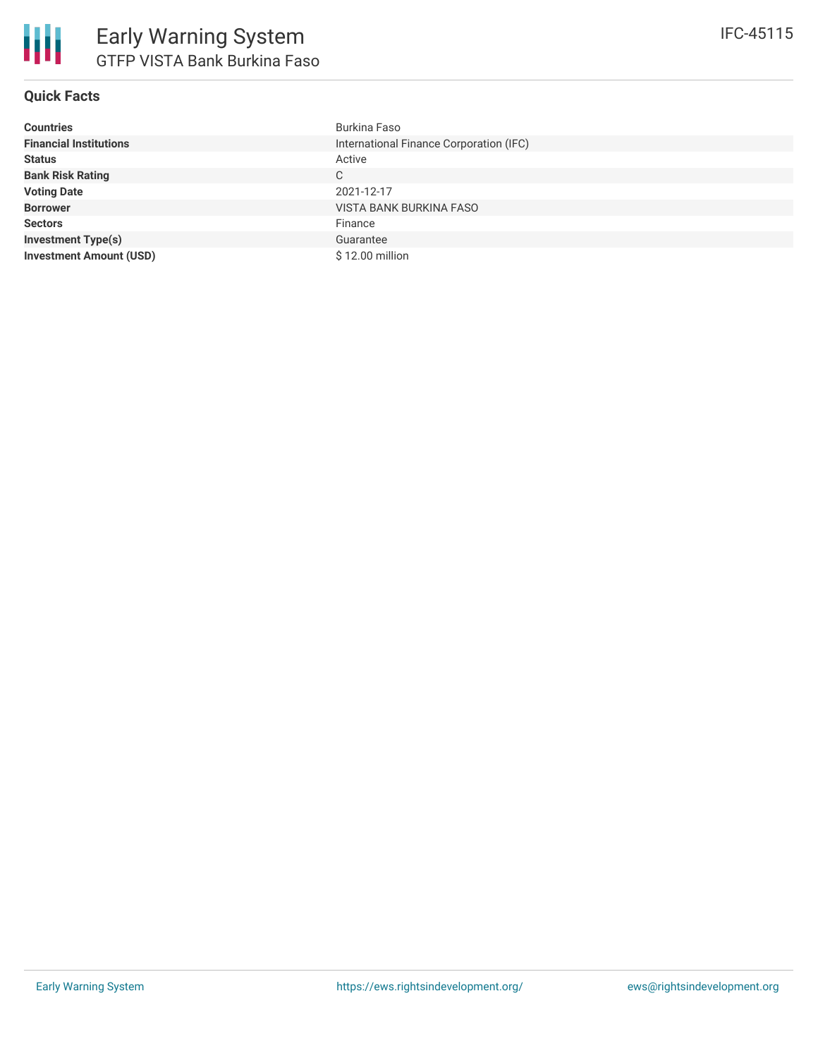# Early Warning System

## GTFP VISTA Bank Burkina Faso

IFC-45115

### Quick Facts

| | |
|---|---|
| **Countries** | Burkina Faso |
| **Financial Institutions** | International Finance Corporation (IFC) |
| **Status** | Active |
| **Bank Risk Rating** | C |
| **Voting Date** | 2021-12-17 |
| **Borrower** | VISTA BANK BURKINA FASO |
| **Sectors** | Finance |
| **Investment Type(s)** | Guarantee |
| **Investment Amount (USD)** | $ 12.00 million |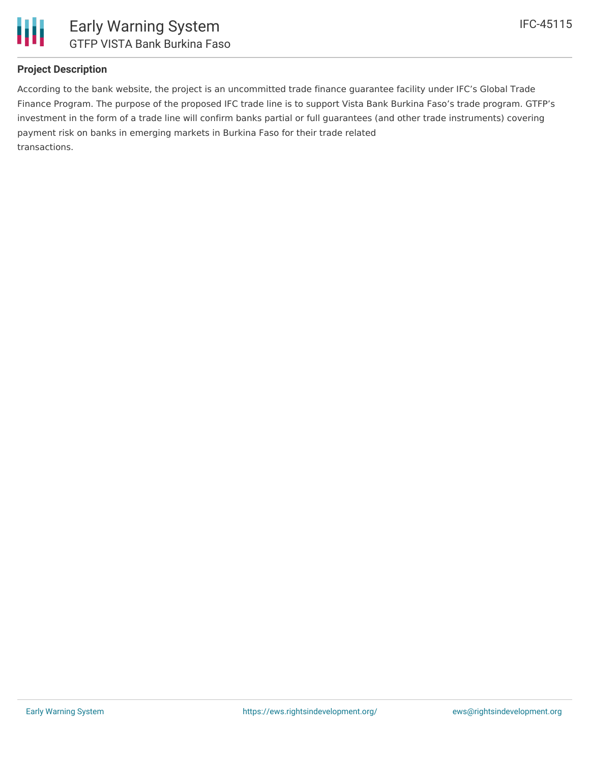### Project Description

According to the bank website, the project is an uncommitted trade finance guarantee facility under IFC's Global Trade Finance Program. The purpose of the proposed IFC trade line is to support Vista Bank Burkina Faso's trade program. GTFP's investment in the form of a trade line will confirm banks partial or full guarantees (and other trade instruments) covering payment risk on banks in emerging markets in Burkina Faso for their trade related transactions.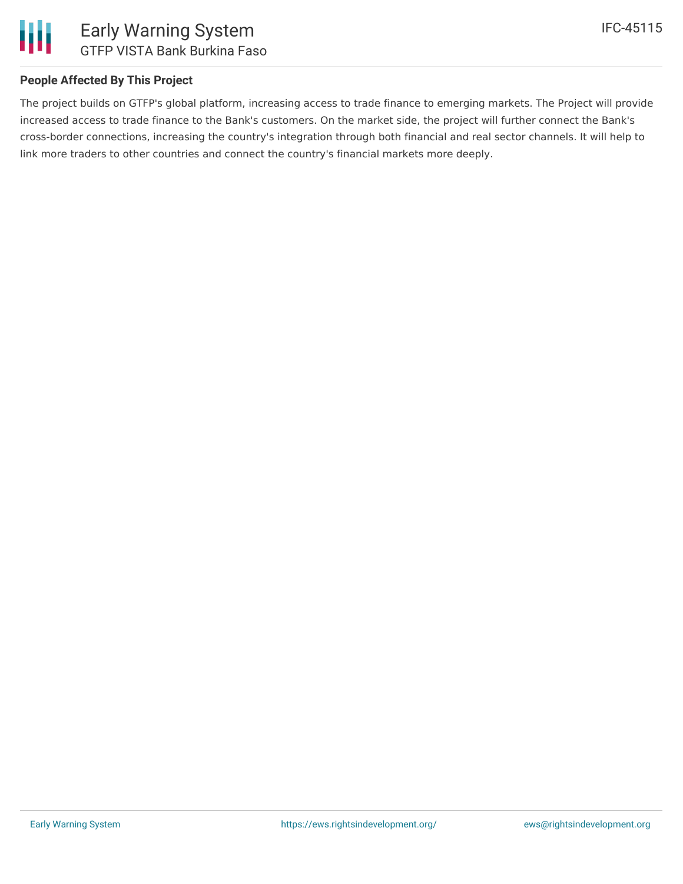### People Affected By This Project

The project builds on GTFP's global platform, increasing access to trade finance to emerging markets. The Project will provide increased access to trade finance to the Bank's customers. On the market side, the project will further connect the Bank's cross-border connections, increasing the country's integration through both financial and real sector channels. It will help to link more traders to other countries and connect the country's financial markets more deeply.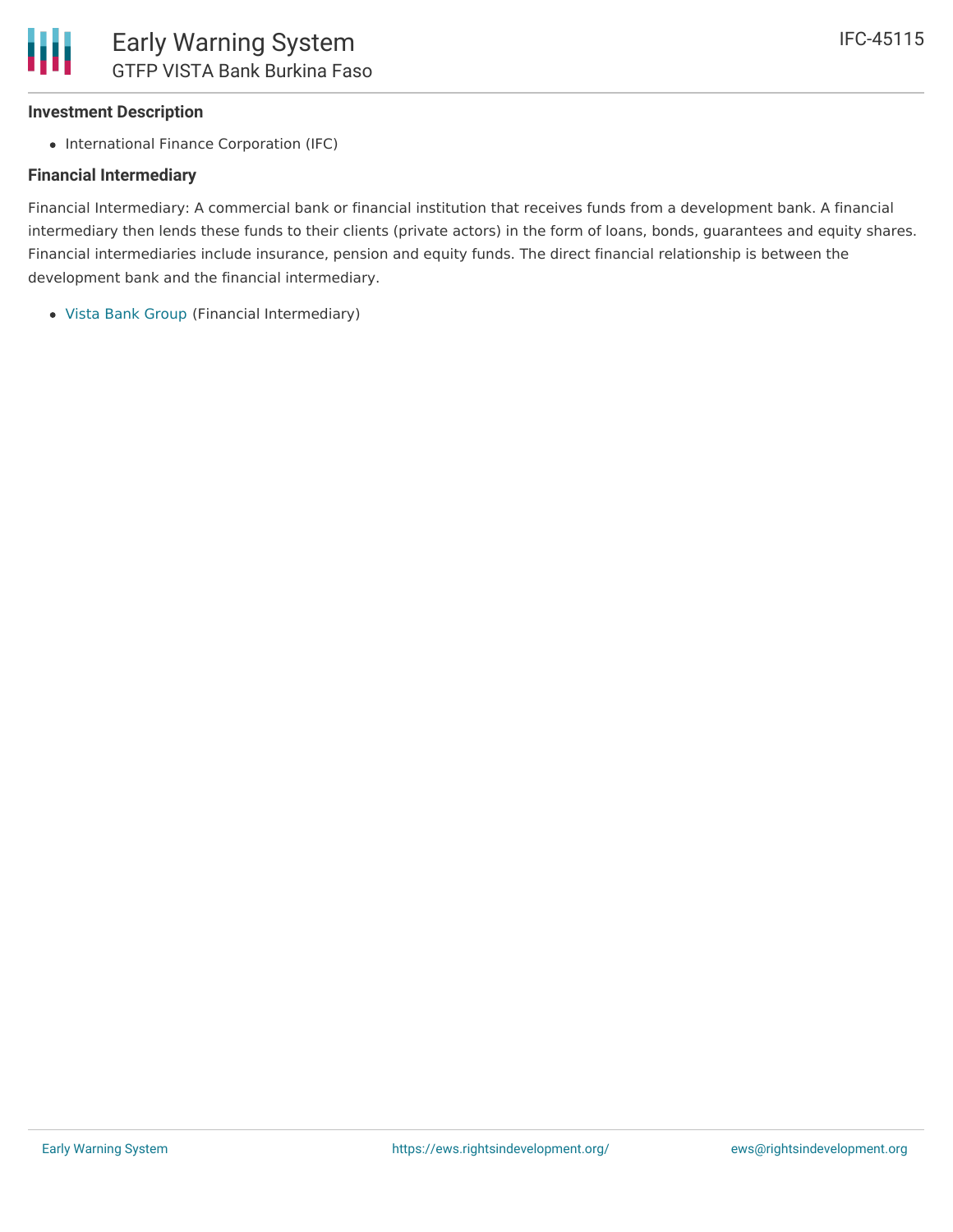### Investment Description

- International Finance Corporation (IFC)

### Financial Intermediary

Financial Intermediary: A commercial bank or financial institution that receives funds from a development bank. A financial intermediary then lends these funds to their clients (private actors) in the form of loans, bonds, guarantees and equity shares. Financial intermediaries include insurance, pension and equity funds. The direct financial relationship is between the development bank and the financial intermediary.

- Vista Bank Group (Financial Intermediary)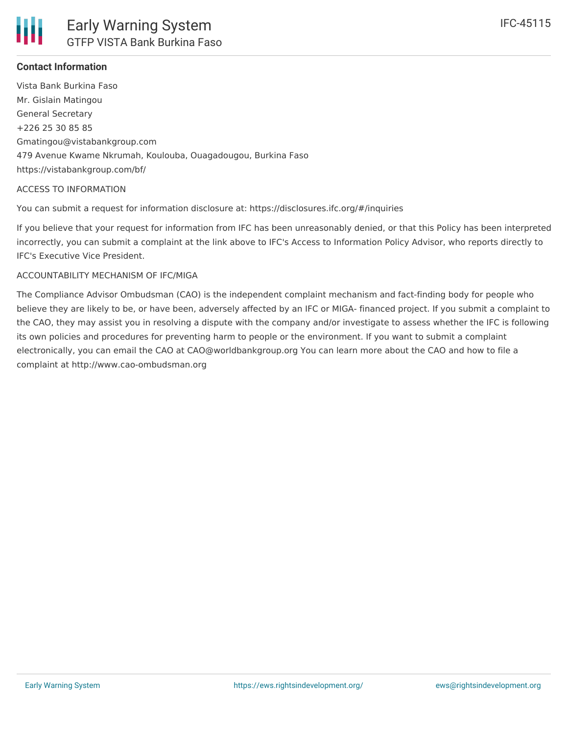**Contact Information**

Vista Bank Burkina Faso
Mr. Gislain Matingou
General Secretary
+226 25 30 85 85
Gmatingou@vistabankgroup.com
479 Avenue Kwame Nkrumah, Koulouba, Ouagadougou, Burkina Faso
https://vistabankgroup.com/bf/

ACCESS TO INFORMATION

You can submit a request for information disclosure at: https://disclosures.ifc.org/#/inquiries

If you believe that your request for information from IFC has been unreasonably denied, or that this Policy has been interpreted incorrectly, you can submit a complaint at the link above to IFC's Access to Information Policy Advisor, who reports directly to IFC's Executive Vice President.

ACCOUNTABILITY MECHANISM OF IFC/MIGA

The Compliance Advisor Ombudsman (CAO) is the independent complaint mechanism and fact-finding body for people who believe they are likely to be, or have been, adversely affected by an IFC or MIGA- financed project. If you submit a complaint to the CAO, they may assist you in resolving a dispute with the company and/or investigate to assess whether the IFC is following its own policies and procedures for preventing harm to people or the environment. If you want to submit a complaint electronically, you can email the CAO at CAO@worldbankgroup.org You can learn more about the CAO and how to file a complaint at http://www.cao-ombudsman.org